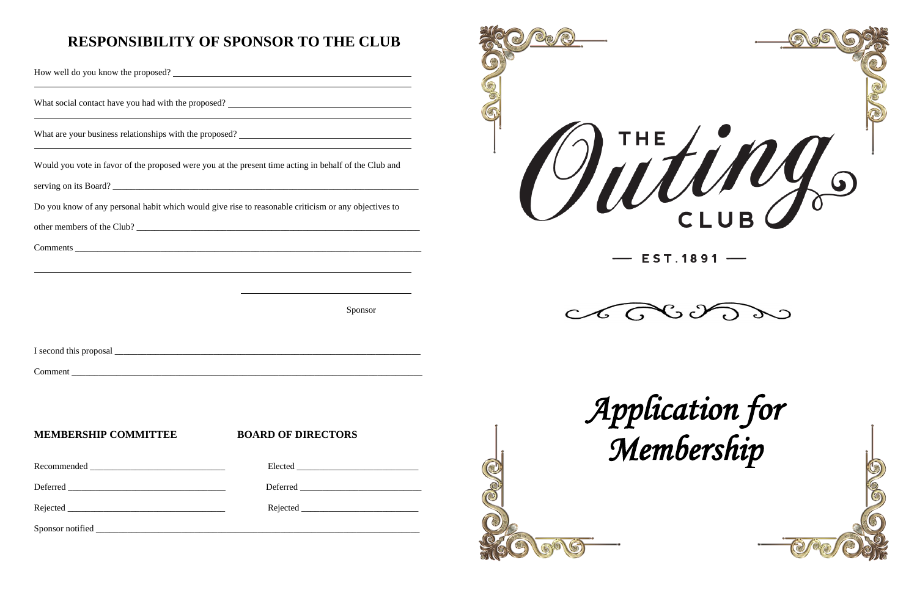## RESPONSIBILITY OF SPONSOR TO THE CLUB

How well do you know the proposed? ______________________________

What social contact have you had with the proposed? ______________________________

What are your business relationships with the proposed? ______________________________

Would you vote in favor of the proposed were you at the present time acting in behalf of the Club and serving on its Board? ______________________________

Do you know of any personal habit which would give rise to reasonable criticism or any objectives to other members of the Club? ______________________________

Comments ______________________________

______________________________

Sponsor

I second this proposal ______________________________

Comment ______________________________

**MEMBERSHIP COMMITTEE**

Recommended ______________________________

Deferred ______________________________

Rejected ______________________________

**BOARD OF DIRECTORS**

Elected ______________________________

Deferred ______________________________

Rejected ______________________________

Sponsor notified ______________________________

# THE Outing CLUB

— EST. 1891 —

*Application for Membership*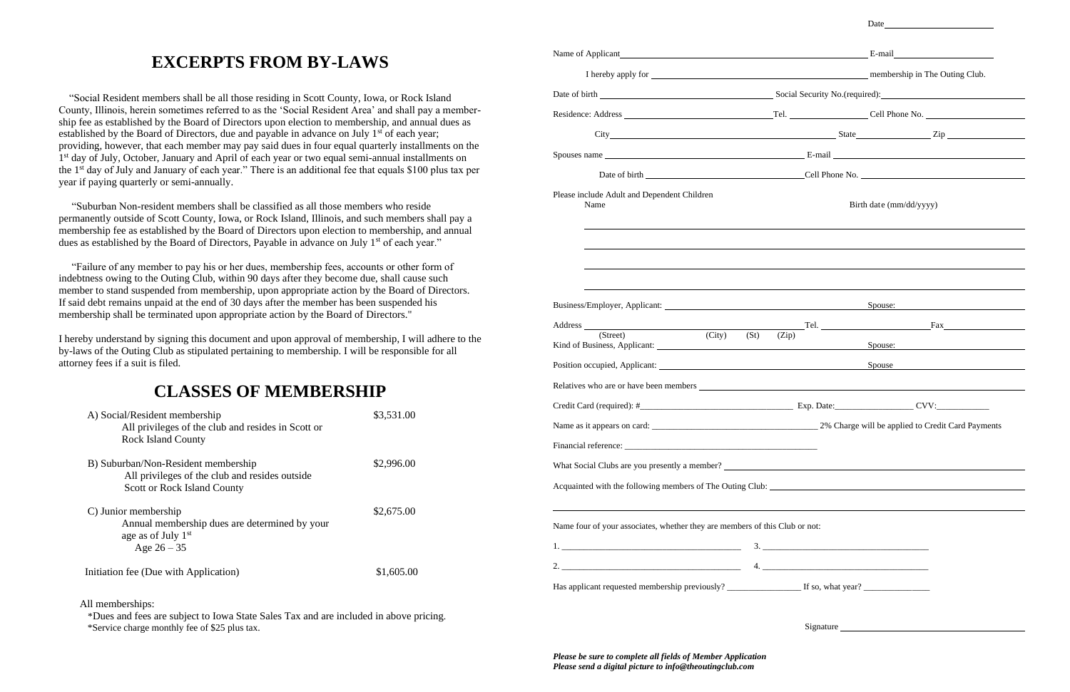# EXCERPTS FROM BY-LAWS

"Social Resident members shall be all those residing in Scott County, Iowa, or Rock Island County, Illinois, herein sometimes referred to as the 'Social Resident Area' and shall pay a membership fee as established by the Board of Directors upon election to membership, and annual dues as established by the Board of Directors, due and payable in advance on July 1st of each year; providing, however, that each member may pay said dues in four equal quarterly installments on the 1st day of July, October, January and April of each year or two equal semi-annual installments on the 1st day of July and January of each year." There is an additional fee that equals $100 plus tax per year if paying quarterly or semi-annually.

"Suburban Non-resident members shall be classified as all those members who reside permanently outside of Scott County, Iowa, or Rock Island, Illinois, and such members shall pay a membership fee as established by the Board of Directors upon election to membership, and annual dues as established by the Board of Directors, Payable in advance on July 1st of each year."

"Failure of any member to pay his or her dues, membership fees, accounts or other form of indebtness owing to the Outing Club, within 90 days after they become due, shall cause such member to stand suspended from membership, upon appropriate action by the Board of Directors. If said debt remains unpaid at the end of 30 days after the member has been suspended his membership shall be terminated upon appropriate action by the Board of Directors."

I hereby understand by signing this document and upon approval of membership, I will adhere to the by-laws of the Outing Club as stipulated pertaining to membership. I will be responsible for all attorney fees if a suit is filed.

# CLASSES OF MEMBERSHIP

| | |
|---|---|
| A) Social/Resident membership<br>All privileges of the club and resides in Scott or Rock Island County | $3,531.00 |
| B) Suburban/Non-Resident membership<br>All privileges of the club and resides outside Scott or Rock Island County | $2,996.00 |
| C) Junior membership<br>Annual membership dues are determined by your age as of July 1st<br>Age 26 – 35 | $2,675.00 |
| Initiation fee (Due with Application) | $1,605.00 |

All memberships:

*Dues and fees are subject to Iowa State Sales Tax and are included in above pricing.
*Service charge monthly fee of $25 plus tax.

Date ____________________

Name of Applicant ______________________________ E-mail ____________________

I hereby apply for ______________________________ membership in The Outing Club.

Date of birth ____________________ Social Security No.(required): ____________________

Residence: Address ____________________ Tel. ______________ Cell Phone No. ______________

City ______________________________ State ______________ Zip ______________

Spouses name ______________________________ E-mail ____________________

Date of birth ____________________ Cell Phone No. ____________________

Please include Adult and Dependent Children

Name ______________________________ Birth date (mm/dd/yyyy)

______________________________

______________________________

______________________________

______________________________

Business/Employer, Applicant: ______________________________ Spouse: ______________

Address ______________________________ Tel. ______________ Fax ______________
(Street) (City) (St) (Zip)

Kind of Business, Applicant: ______________________________ Spouse: ______________

Position occupied, Applicant: ______________________________ Spouse ______________

Relatives who are or have been members ______________________________

Credit Card (required): #______________________ Exp. Date:______________ CVV:__________

Name as it appears on card: ______________________ 2% Charge will be applied to Credit Card Payments

Financial reference: ______________________________

What Social Clubs are you presently a member? ______________________________

Acquainted with the following members of The Outing Club: ______________________________

______________________________

Name four of your associates, whether they are members of this Club or not:

1. ______________________ 3. ______________________

2. ______________________ 4. ______________________

Has applicant requested membership previously? ______________ If so, what year? ______________

Signature ______________________________

***Please be sure to complete all fields of Member Application***
***Please send a digital picture to info@theoutingclub.com***